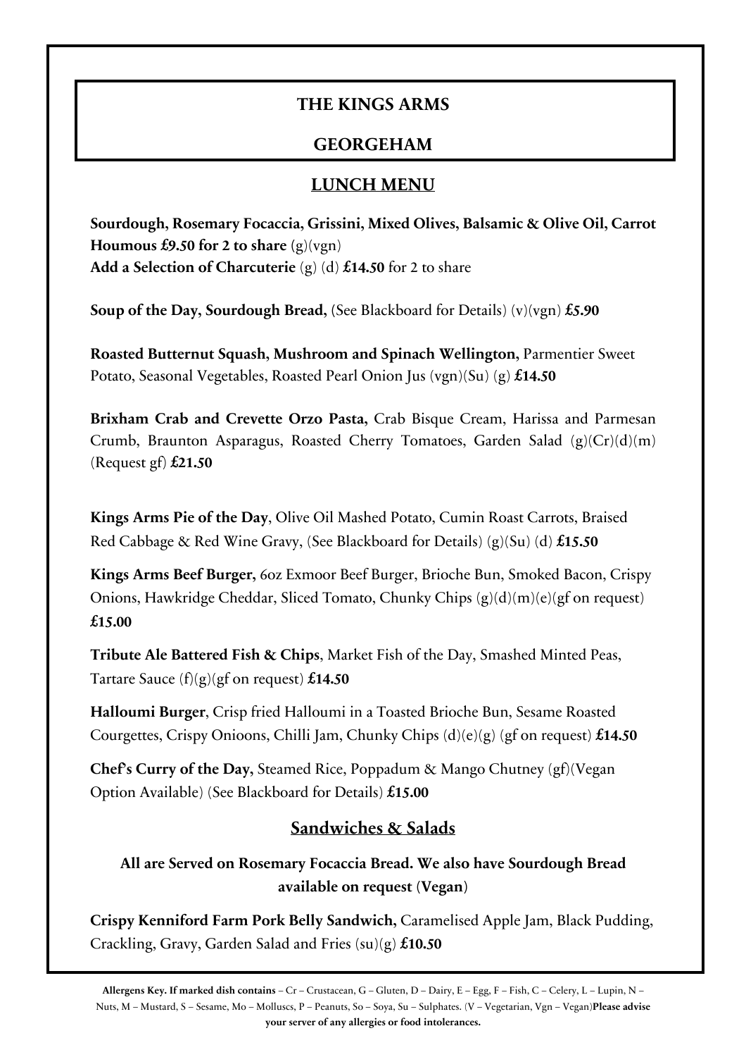# THE KINGS ARMS

# GEORGEHAM

## LUNCH MENU

**Sourdough, Rosemary Focaccia, Grissini, Mixed Olives, Balsamic & Olive Oil, Carrot Houmous £9.50 for 2 to share** (g)(vgn)
**Add a Selection of Charcuterie** (g) (d) **£14.50** for 2 to share

**Soup of the Day, Sourdough Bread,** (See Blackboard for Details) (v)(vgn) **£5.90**

**Roasted Butternut Squash, Mushroom and Spinach Wellington,** Parmentier Sweet Potato, Seasonal Vegetables, Roasted Pearl Onion Jus (vgn)(Su) (g) **£14.50**

**Brixham Crab and Crevette Orzo Pasta,** Crab Bisque Cream, Harissa and Parmesan Crumb, Braunton Asparagus, Roasted Cherry Tomatoes, Garden Salad (g)(Cr)(d)(m) (Request gf) **£21.50**

**Kings Arms Pie of the Day**, Olive Oil Mashed Potato, Cumin Roast Carrots, Braised Red Cabbage & Red Wine Gravy, (See Blackboard for Details) (g)(Su) (d) **£15.50**

**Kings Arms Beef Burger,** 6oz Exmoor Beef Burger, Brioche Bun, Smoked Bacon, Crispy Onions, Hawkridge Cheddar, Sliced Tomato, Chunky Chips (g)(d)(m)(e)(gf on request) **£15.00**

**Tribute Ale Battered Fish & Chips**, Market Fish of the Day, Smashed Minted Peas, Tartare Sauce (f)(g)(gf on request) **£14.50**

**Halloumi Burger**, Crisp fried Halloumi in a Toasted Brioche Bun, Sesame Roasted Courgettes, Crispy Onioons, Chilli Jam, Chunky Chips (d)(e)(g) (gf on request) **£14.50**

**Chef's Curry of the Day,** Steamed Rice, Poppadum & Mango Chutney (gf)(Vegan Option Available) (See Blackboard for Details) **£15.00**

## Sandwiches & Salads

**All are Served on Rosemary Focaccia Bread. We also have Sourdough Bread available on request (Vegan)**

**Crispy Kenniford Farm Pork Belly Sandwich,** Caramelised Apple Jam, Black Pudding, Crackling, Gravy, Garden Salad and Fries (su)(g) **£10.50**

**Allergens Key. If marked dish contains** – Cr – Crustacean, G – Gluten, D – Dairy, E – Egg, F – Fish, C – Celery, L – Lupin, N – Nuts, M – Mustard, S – Sesame, Mo – Molluscs, P – Peanuts, So – Soya, Su – Sulphates. (V – Vegetarian, Vgn – Vegan)**Please advise your server of any allergies or food intolerances.**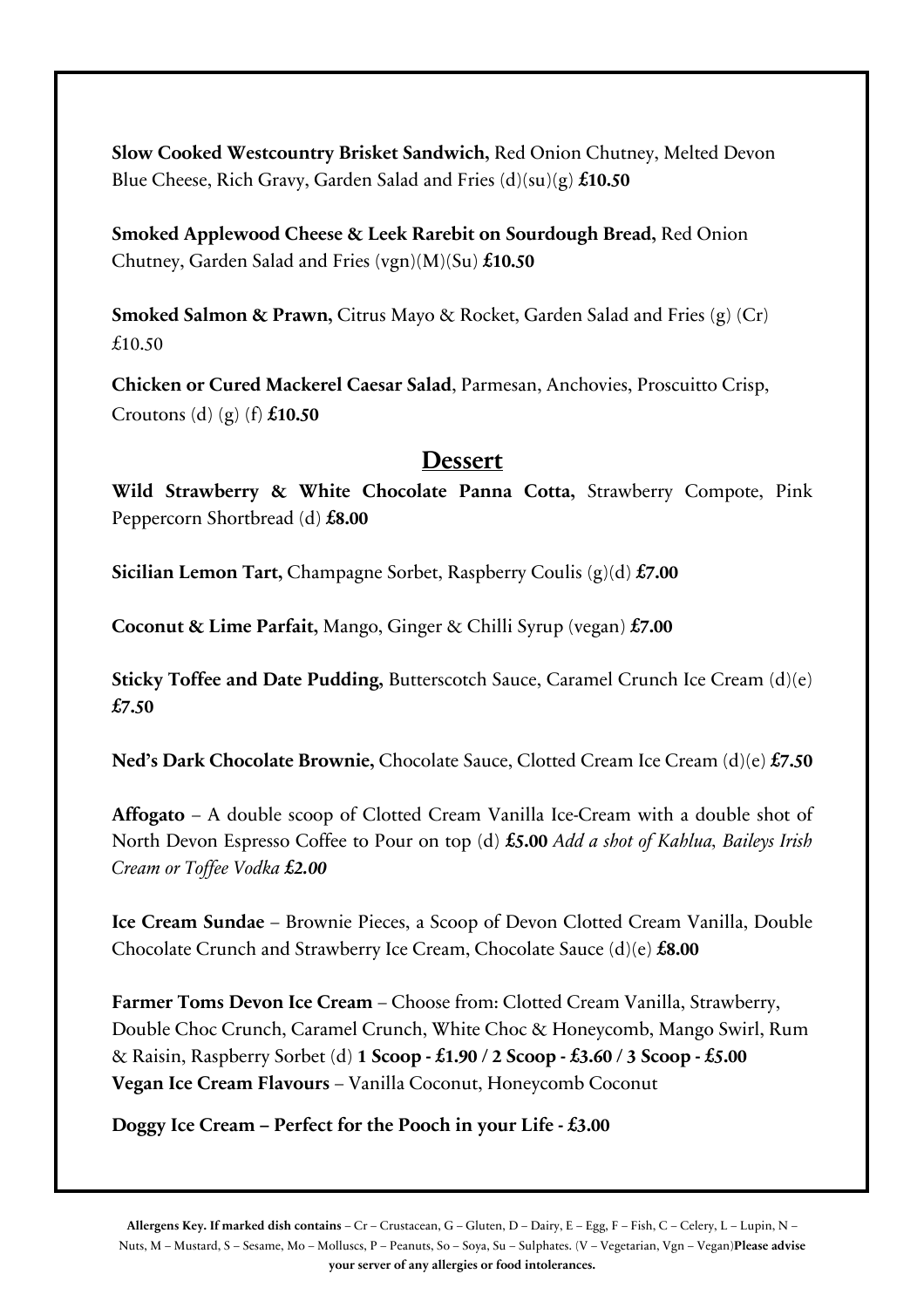**Slow Cooked Westcountry Brisket Sandwich,** Red Onion Chutney, Melted Devon Blue Cheese, Rich Gravy, Garden Salad and Fries (d)(su)(g) **£10.50**

**Smoked Applewood Cheese & Leek Rarebit on Sourdough Bread,** Red Onion Chutney, Garden Salad and Fries (vgn)(M)(Su) **£10.50**

**Smoked Salmon & Prawn,** Citrus Mayo & Rocket, Garden Salad and Fries (g) (Cr) £10.50

**Chicken or Cured Mackerel Caesar Salad**, Parmesan, Anchovies, Proscuitto Crisp, Croutons (d) (g) (f) **£10.50**

## Dessert

**Wild Strawberry & White Chocolate Panna Cotta,** Strawberry Compote, Pink Peppercorn Shortbread (d) **£8.00**

**Sicilian Lemon Tart,** Champagne Sorbet, Raspberry Coulis (g)(d) **£7.00**

**Coconut & Lime Parfait,** Mango, Ginger & Chilli Syrup (vegan) **£7.00**

**Sticky Toffee and Date Pudding,** Butterscotch Sauce, Caramel Crunch Ice Cream (d)(e) **£7.50**

**Ned's Dark Chocolate Brownie,** Chocolate Sauce, Clotted Cream Ice Cream (d)(e) **£7.50**

**Affogato** – A double scoop of Clotted Cream Vanilla Ice-Cream with a double shot of North Devon Espresso Coffee to Pour on top (d) **£5.00** *Add a shot of Kahlua, Baileys Irish Cream or Toffee Vodka **£2.00***

**Ice Cream Sundae** – Brownie Pieces, a Scoop of Devon Clotted Cream Vanilla, Double Chocolate Crunch and Strawberry Ice Cream, Chocolate Sauce (d)(e) **£8.00**

**Farmer Toms Devon Ice Cream** – Choose from: Clotted Cream Vanilla, Strawberry, Double Choc Crunch, Caramel Crunch, White Choc & Honeycomb, Mango Swirl, Rum & Raisin, Raspberry Sorbet (d) **1 Scoop - £1.90 / 2 Scoop - £3.60 / 3 Scoop - £5.00**
**Vegan Ice Cream Flavours** – Vanilla Coconut, Honeycomb Coconut

**Doggy Ice Cream – Perfect for the Pooch in your Life - £3.00**

**Allergens Key. If marked dish contains** – Cr – Crustacean, G – Gluten, D – Dairy, E – Egg, F – Fish, C – Celery, L – Lupin, N – Nuts, M – Mustard, S – Sesame, Mo – Molluscs, P – Peanuts, So – Soya, Su – Sulphates. (V – Vegetarian, Vgn – Vegan)**Please advise your server of any allergies or food intolerances.**